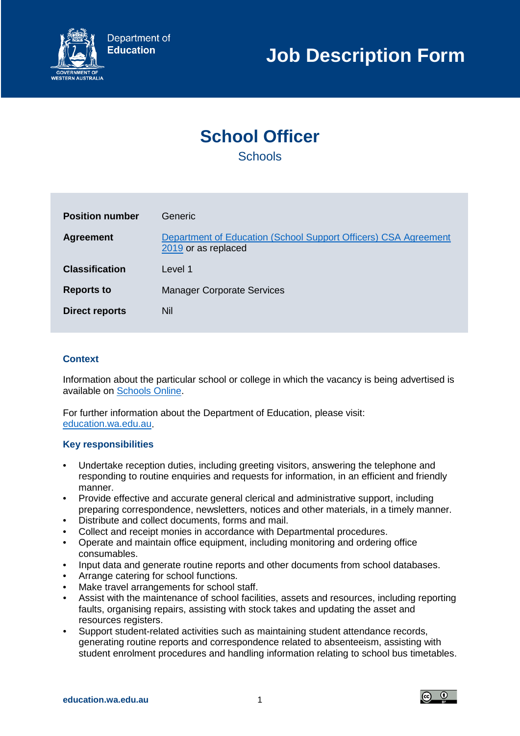Department of Education

GOVERNMENT OF WESTERN AUSTRALIA

# Job Description Form

## School Officer

Schools

| | |
|---|---|
| **Position number** | Generic |
| **Agreement** | [Department of Education (School Support Officers) CSA Agreement 2019](#) or as replaced |
| **Classification** | Level 1 |
| **Reports to** | Manager Corporate Services |
| **Direct reports** | Nil |

### Context

Information about the particular school or college in which the vacancy is being advertised is available on [Schools Online](#).

For further information about the Department of Education, please visit: [education.wa.edu.au](#).

### Key responsibilities

- Undertake reception duties, including greeting visitors, answering the telephone and responding to routine enquiries and requests for information, in an efficient and friendly manner.
- Provide effective and accurate general clerical and administrative support, including preparing correspondence, newsletters, notices and other materials, in a timely manner.
- Distribute and collect documents, forms and mail.
- Collect and receipt monies in accordance with Departmental procedures.
- Operate and maintain office equipment, including monitoring and ordering office consumables.
- Input data and generate routine reports and other documents from school databases.
- Arrange catering for school functions.
- Make travel arrangements for school staff.
- Assist with the maintenance of school facilities, assets and resources, including reporting faults, organising repairs, assisting with stock takes and updating the asset and resources registers.
- Support student-related activities such as maintaining student attendance records, generating routine reports and correspondence related to absenteeism, assisting with student enrolment procedures and handling information relating to school bus timetables.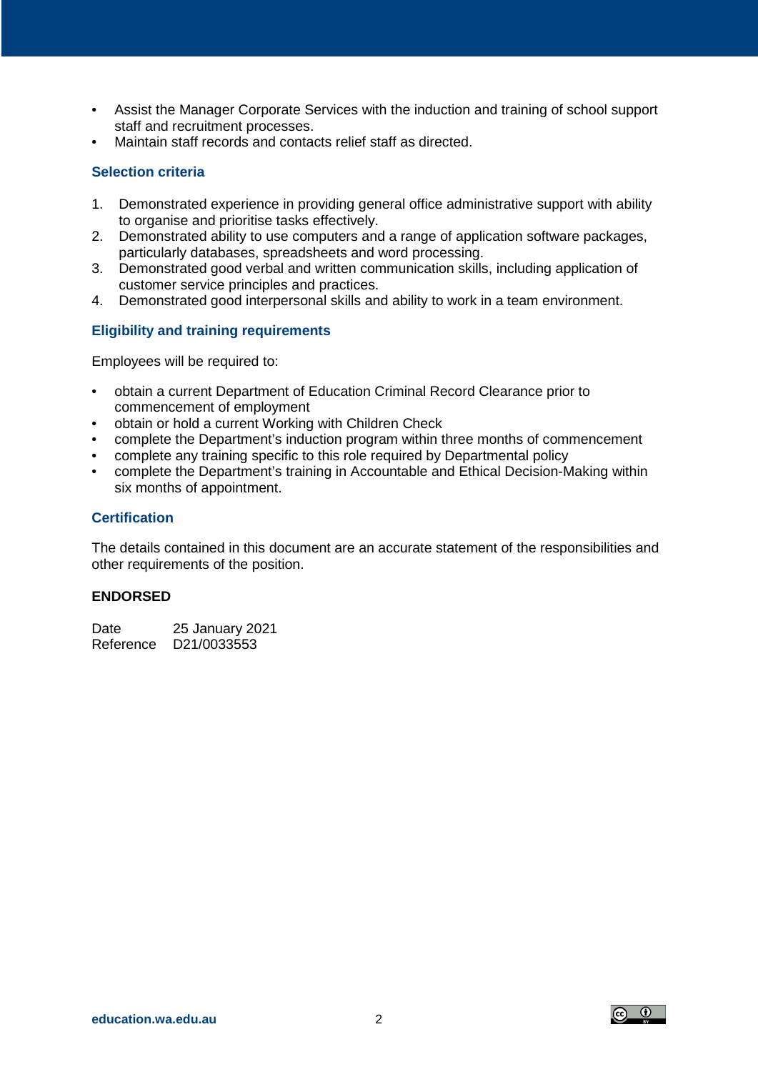- Assist the Manager Corporate Services with the induction and training of school support staff and recruitment processes.
- Maintain staff records and contacts relief staff as directed.

### Selection criteria

1. Demonstrated experience in providing general office administrative support with ability to organise and prioritise tasks effectively.
2. Demonstrated ability to use computers and a range of application software packages, particularly databases, spreadsheets and word processing.
3. Demonstrated good verbal and written communication skills, including application of customer service principles and practices.
4. Demonstrated good interpersonal skills and ability to work in a team environment.

### Eligibility and training requirements

Employees will be required to:

- obtain a current Department of Education Criminal Record Clearance prior to commencement of employment
- obtain or hold a current Working with Children Check
- complete the Department's induction program within three months of commencement
- complete any training specific to this role required by Departmental policy
- complete the Department's training in Accountable and Ethical Decision-Making within six months of appointment.

### Certification

The details contained in this document are an accurate statement of the responsibilities and other requirements of the position.

**ENDORSED**

Date 25 January 2021
Reference D21/0033553